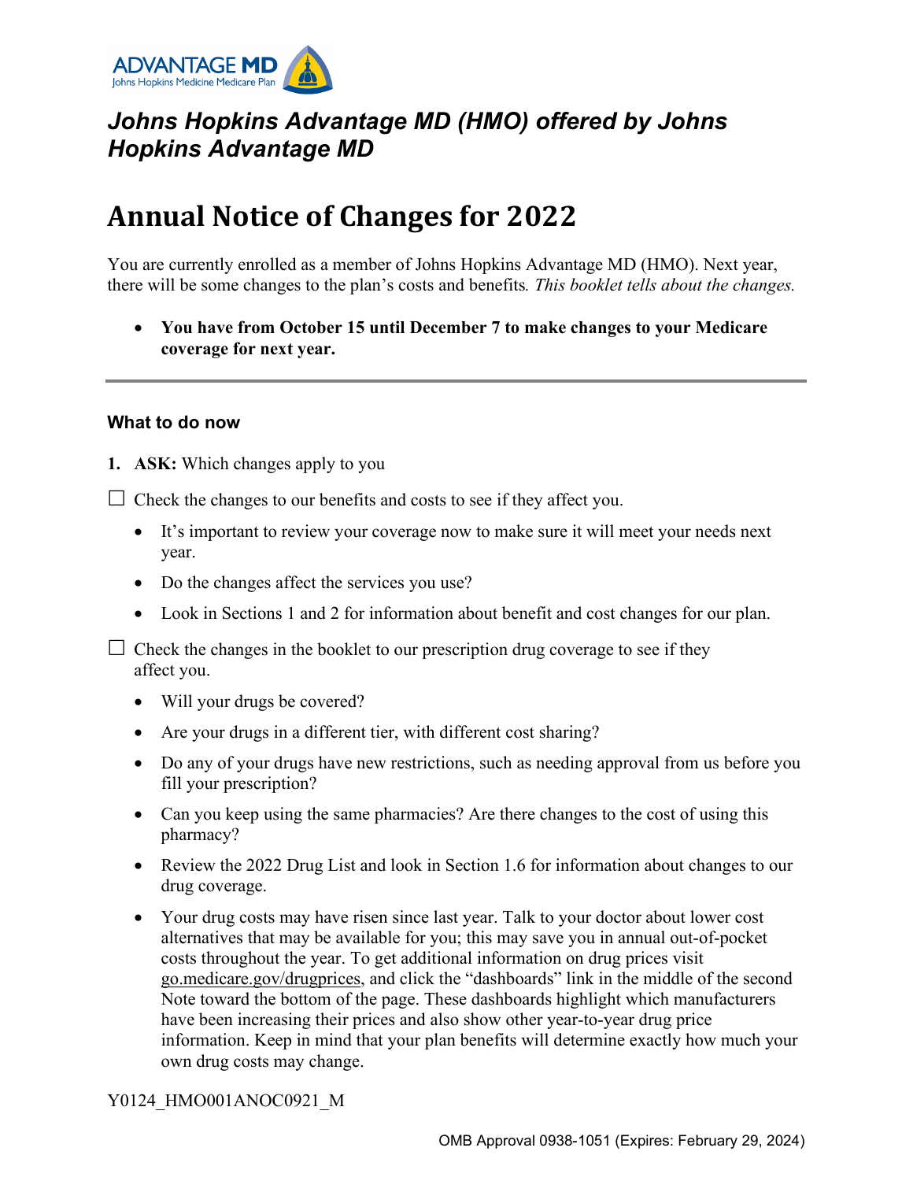ADVANTAGE MD
Johns Hopkins Medicine Medicare Plan

# *Johns Hopkins Advantage MD (HMO) offered by Johns Hopkins Advantage MD*

# Annual Notice of Changes for 2022

You are currently enrolled as a member of Johns Hopkins Advantage MD (HMO). Next year, there will be some changes to the plan's costs and benefits. *This booklet tells about the changes.*

- **You have from October 15 until December 7 to make changes to your Medicare coverage for next year.**

---

### What to do now

1. **ASK:** Which changes apply to you

☐ Check the changes to our benefits and costs to see if they affect you.

- It's important to review your coverage now to make sure it will meet your needs next year.
- Do the changes affect the services you use?
- Look in Sections 1 and 2 for information about benefit and cost changes for our plan.

☐ Check the changes in the booklet to our prescription drug coverage to see if they affect you.

- Will your drugs be covered?
- Are your drugs in a different tier, with different cost sharing?
- Do any of your drugs have new restrictions, such as needing approval from us before you fill your prescription?
- Can you keep using the same pharmacies? Are there changes to the cost of using this pharmacy?
- Review the 2022 Drug List and look in Section 1.6 for information about changes to our drug coverage.
- Your drug costs may have risen since last year. Talk to your doctor about lower cost alternatives that may be available for you; this may save you in annual out-of-pocket costs throughout the year. To get additional information on drug prices visit go.medicare.gov/drugprices, and click the "dashboards" link in the middle of the second Note toward the bottom of the page. These dashboards highlight which manufacturers have been increasing their prices and also show other year-to-year drug price information. Keep in mind that your plan benefits will determine exactly how much your own drug costs may change.

Y0124_HMO001ANOC0921_M

OMB Approval 0938-1051 (Expires: February 29, 2024)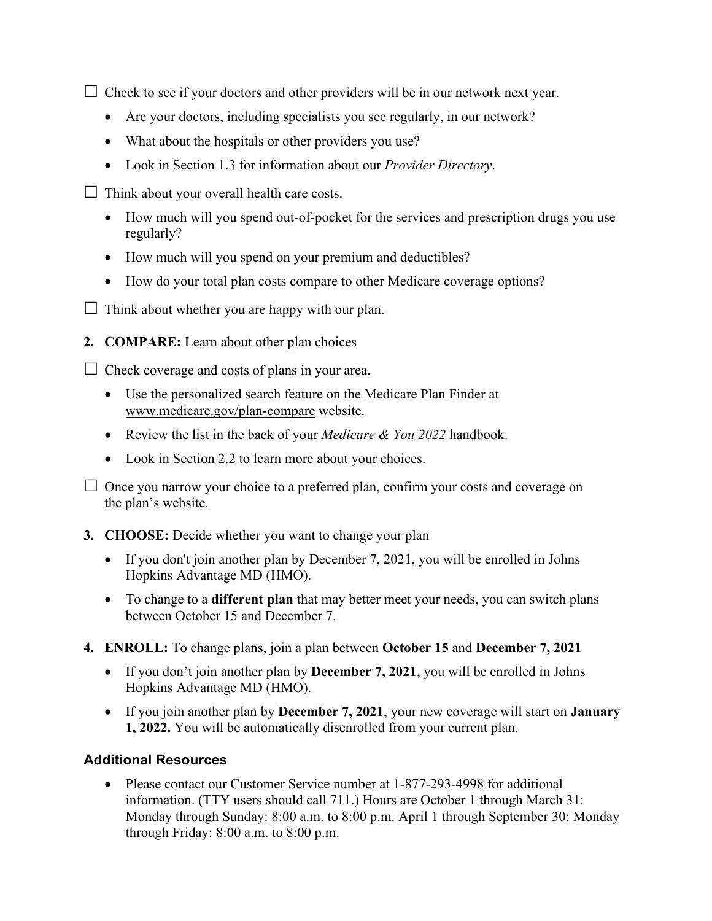☐ Check to see if your doctors and other providers will be in our network next year.

- Are your doctors, including specialists you see regularly, in our network?
- What about the hospitals or other providers you use?
- Look in Section 1.3 for information about our *Provider Directory*.

☐ Think about your overall health care costs.

- How much will you spend out-of-pocket for the services and prescription drugs you use regularly?
- How much will you spend on your premium and deductibles?
- How do your total plan costs compare to other Medicare coverage options?

☐ Think about whether you are happy with our plan.

2. **COMPARE:** Learn about other plan choices

☐ Check coverage and costs of plans in your area.

- Use the personalized search feature on the Medicare Plan Finder at www.medicare.gov/plan-compare website.
- Review the list in the back of your *Medicare & You 2022* handbook.
- Look in Section 2.2 to learn more about your choices.

☐ Once you narrow your choice to a preferred plan, confirm your costs and coverage on the plan's website.

3. **CHOOSE:** Decide whether you want to change your plan
   - If you don't join another plan by December 7, 2021, you will be enrolled in Johns Hopkins Advantage MD (HMO).
   - To change to a **different plan** that may better meet your needs, you can switch plans between October 15 and December 7.

4. **ENROLL:** To change plans, join a plan between **October 15** and **December 7, 2021**
   - If you don't join another plan by **December 7, 2021**, you will be enrolled in Johns Hopkins Advantage MD (HMO).
   - If you join another plan by **December 7, 2021**, your new coverage will start on **January 1, 2022.** You will be automatically disenrolled from your current plan.

### Additional Resources

- Please contact our Customer Service number at 1-877-293-4998 for additional information. (TTY users should call 711.) Hours are October 1 through March 31: Monday through Sunday: 8:00 a.m. to 8:00 p.m. April 1 through September 30: Monday through Friday: 8:00 a.m. to 8:00 p.m.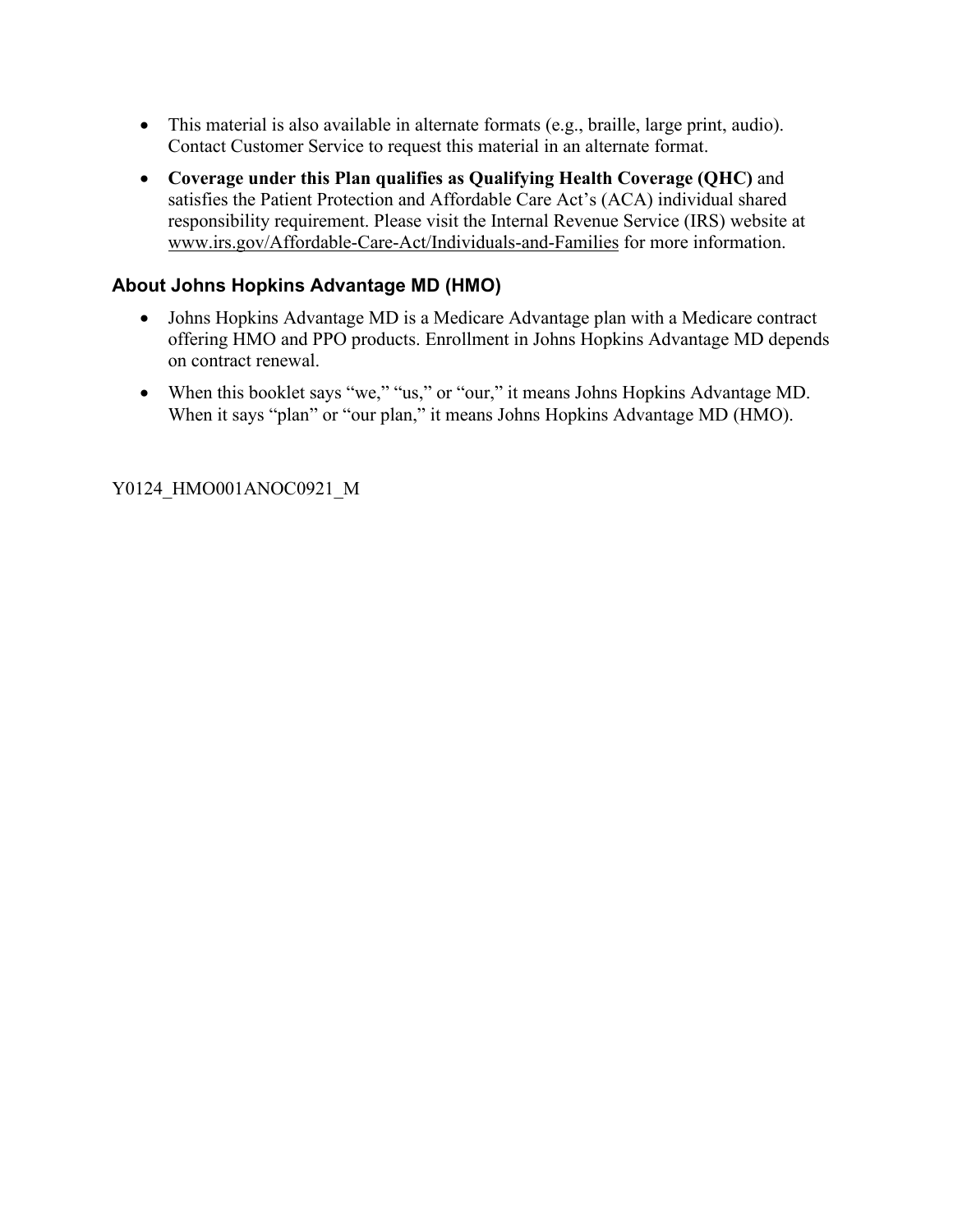- This material is also available in alternate formats (e.g., braille, large print, audio). Contact Customer Service to request this material in an alternate format.
- **Coverage under this Plan qualifies as Qualifying Health Coverage (QHC)** and satisfies the Patient Protection and Affordable Care Act's (ACA) individual shared responsibility requirement. Please visit the Internal Revenue Service (IRS) website at www.irs.gov/Affordable-Care-Act/Individuals-and-Families for more information.

### About Johns Hopkins Advantage MD (HMO)

- Johns Hopkins Advantage MD is a Medicare Advantage plan with a Medicare contract offering HMO and PPO products. Enrollment in Johns Hopkins Advantage MD depends on contract renewal.
- When this booklet says "we," "us," or "our," it means Johns Hopkins Advantage MD. When it says "plan" or "our plan," it means Johns Hopkins Advantage MD (HMO).

Y0124_HMO001ANOC0921_M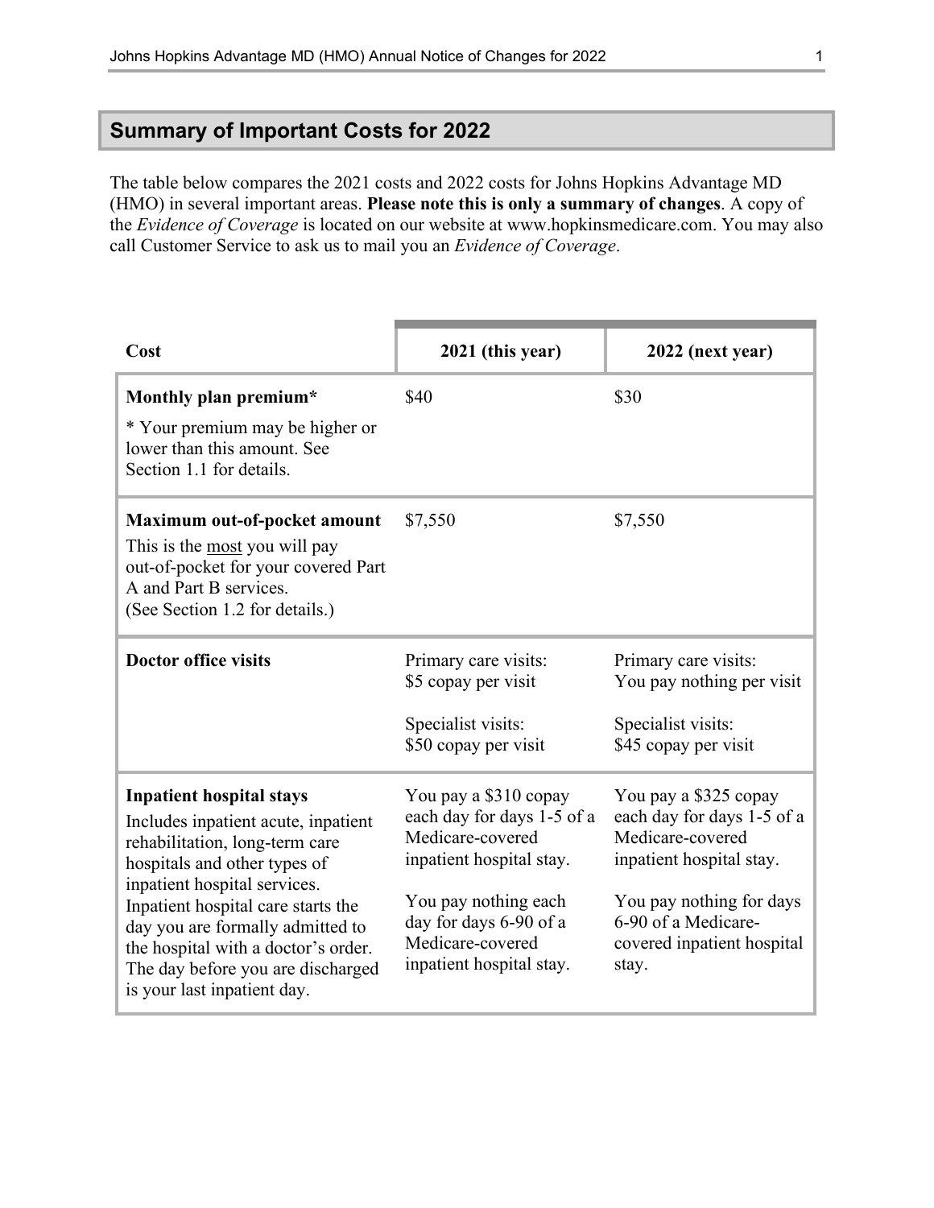## Summary of Important Costs for 2022

The table below compares the 2021 costs and 2022 costs for Johns Hopkins Advantage MD (HMO) in several important areas. **Please note this is only a summary of changes**. A copy of the *Evidence of Coverage* is located on our website at www.hopkinsmedicare.com. You may also call Customer Service to ask us to mail you an *Evidence of Coverage*.

| Cost | 2021 (this year) | 2022 (next year) |
|---|---|---|
| **Monthly plan premium*** <br><br> * Your premium may be higher or lower than this amount. See Section 1.1 for details. | $40 | $30 |
| **Maximum out-of-pocket amount** <br> This is the most you will pay out-of-pocket for your covered Part A and Part B services. (See Section 1.2 for details.) | $7,550 | $7,550 |
| **Doctor office visits** | Primary care visits: $5 copay per visit <br><br> Specialist visits: $50 copay per visit | Primary care visits: You pay nothing per visit <br><br> Specialist visits: $45 copay per visit |
| **Inpatient hospital stays** <br> Includes inpatient acute, inpatient rehabilitation, long-term care hospitals and other types of inpatient hospital services. Inpatient hospital care starts the day you are formally admitted to the hospital with a doctor's order. The day before you are discharged is your last inpatient day. | You pay a $310 copay each day for days 1-5 of a Medicare-covered inpatient hospital stay. <br><br> You pay nothing each day for days 6-90 of a Medicare-covered inpatient hospital stay. | You pay a $325 copay each day for days 1-5 of a Medicare-covered inpatient hospital stay. <br><br> You pay nothing for days 6-90 of a Medicare-covered inpatient hospital stay. |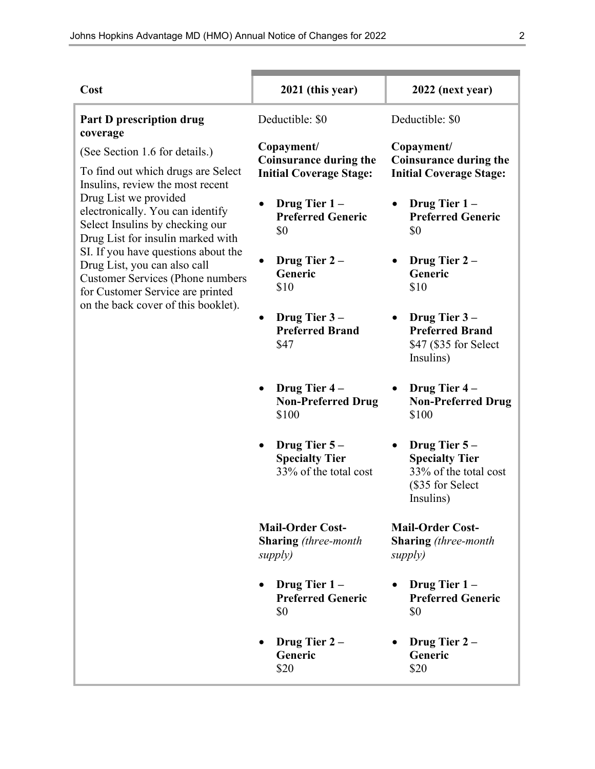| Cost | 2021 (this year) | 2022 (next year) |
|---|---|---|
| **Part D prescription drug coverage**<br><br>(See Section 1.6 for details.)<br><br>To find out which drugs are Select Insulins, review the most recent Drug List we provided electronically. You can identify Select Insulins by checking our Drug List for insulin marked with SI. If you have questions about the Drug List, you can also call Customer Services (Phone numbers for Customer Service are printed on the back cover of this booklet). | Deductible: $0<br><br>**Copayment/ Coinsurance during the Initial Coverage Stage:**<br><br>• **Drug Tier 1 – Preferred Generic** $0<br><br>• **Drug Tier 2 – Generic** $10<br><br>• **Drug Tier 3 – Preferred Brand** $47<br><br>• **Drug Tier 4 – Non-Preferred Drug** $100<br><br>• **Drug Tier 5 – Specialty Tier** 33% of the total cost<br><br>**Mail-Order Cost-Sharing** *(three-month supply)*<br><br>• **Drug Tier 1 – Preferred Generic** $0<br><br>• **Drug Tier 2 – Generic** $20 | Deductible: $0<br><br>**Copayment/ Coinsurance during the Initial Coverage Stage:**<br><br>• **Drug Tier 1 – Preferred Generic** $0<br><br>• **Drug Tier 2 – Generic** $10<br><br>• **Drug Tier 3 – Preferred Brand** $47 ($35 for Select Insulins)<br><br>• **Drug Tier 4 – Non-Preferred Drug** $100<br><br>• **Drug Tier 5 – Specialty Tier** 33% of the total cost ($35 for Select Insulins)<br><br>**Mail-Order Cost-Sharing** *(three-month supply)*<br><br>• **Drug Tier 1 – Preferred Generic** $0<br><br>• **Drug Tier 2 – Generic** $20 |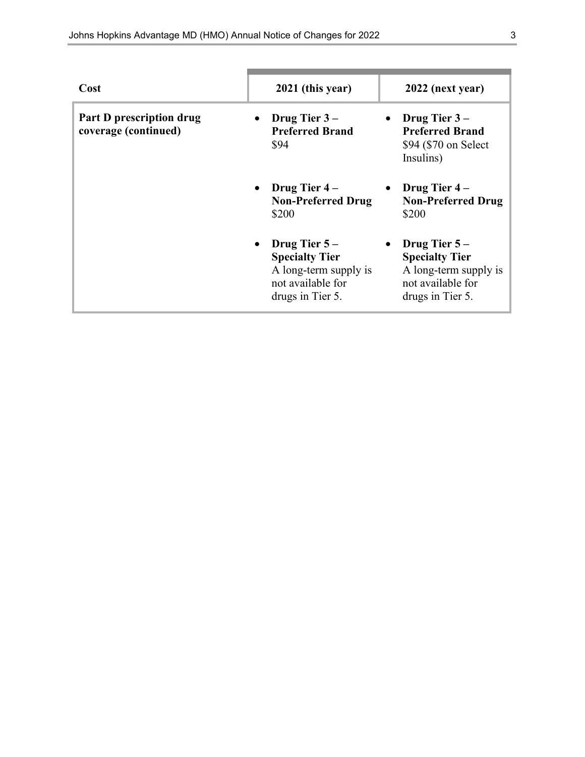| Cost | 2021 (this year) | 2022 (next year) |
|---|---|---|
| **Part D prescription drug coverage (continued)** | • **Drug Tier 3 – Preferred Brand** $94 | • **Drug Tier 3 – Preferred Brand** $94 ($70 on Select Insulins) |
| | • **Drug Tier 4 – Non-Preferred Drug** $200 | • **Drug Tier 4 – Non-Preferred Drug** $200 |
| | • **Drug Tier 5 – Specialty Tier** A long-term supply is not available for drugs in Tier 5. | • **Drug Tier 5 – Specialty Tier** A long-term supply is not available for drugs in Tier 5. |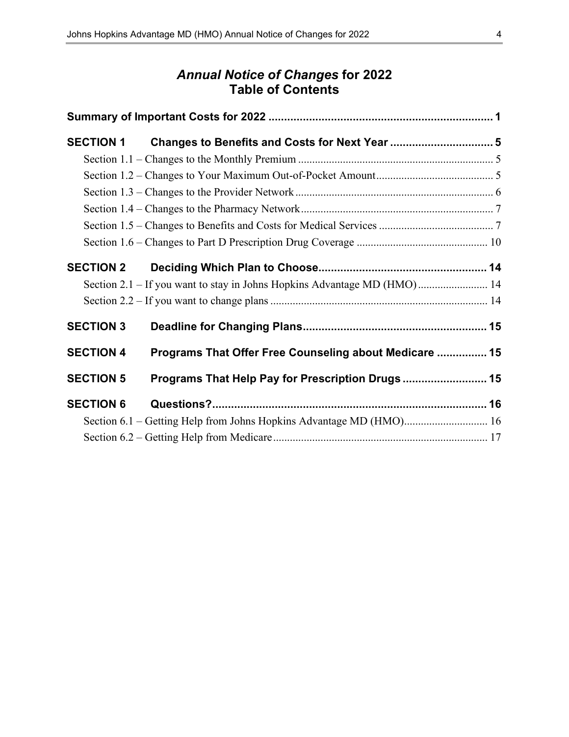# *Annual Notice of Changes* for 2022 Table of Contents

**Summary of Important Costs for 2022 ........................................................................ 1**

**SECTION 1 Changes to Benefits and Costs for Next Year ................................ 5**

Section 1.1 – Changes to the Monthly Premium ........................................................................ 5

Section 1.2 – Changes to Your Maximum Out-of-Pocket Amount........................................... 5

Section 1.3 – Changes to the Provider Network ........................................................................ 6

Section 1.4 – Changes to the Pharmacy Network ...................................................................... 7

Section 1.5 – Changes to Benefits and Costs for Medical Services ......................................... 7

Section 1.6 – Changes to Part D Prescription Drug Coverage ................................................ 10

**SECTION 2 Deciding Which Plan to Choose..................................................... 14**

Section 2.1 – If you want to stay in Johns Hopkins Advantage MD (HMO) .......................... 14

Section 2.2 – If you want to change plans ............................................................................... 14

**SECTION 3 Deadline for Changing Plans........................................................... 15**

**SECTION 4 Programs That Offer Free Counseling about Medicare ................ 15**

**SECTION 5 Programs That Help Pay for Prescription Drugs ........................... 15**

**SECTION 6 Questions?........................................................................................ 16**

Section 6.1 – Getting Help from Johns Hopkins Advantage MD (HMO)................................ 16

Section 6.2 – Getting Help from Medicare .............................................................................. 17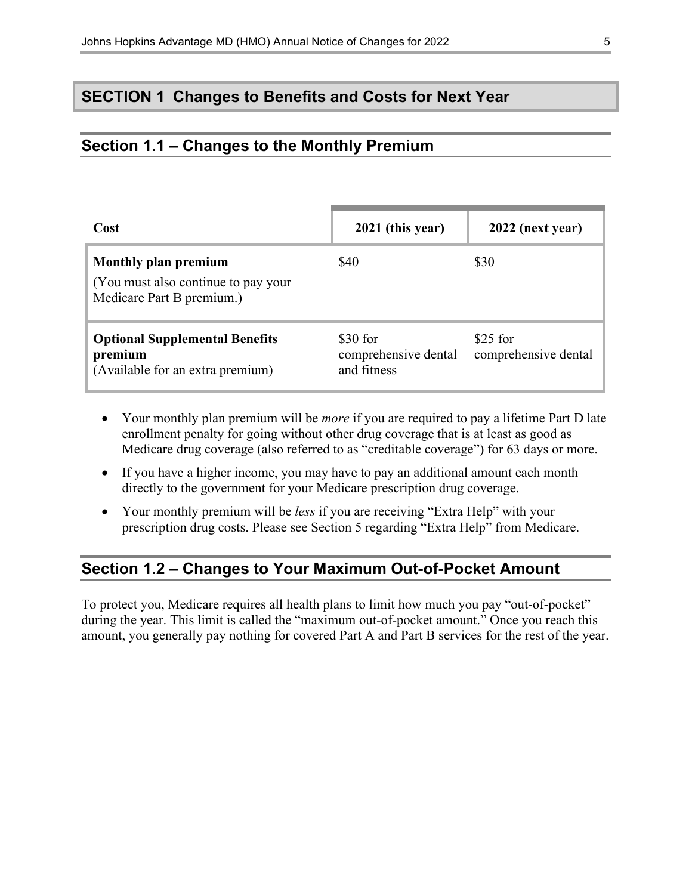# SECTION 1 Changes to Benefits and Costs for Next Year

## Section 1.1 – Changes to the Monthly Premium

| Cost | 2021 (this year) | 2022 (next year) |
|---|---|---|
| **Monthly plan premium**<br>(You must also continue to pay your Medicare Part B premium.) | $40 | $30 |
| **Optional Supplemental Benefits premium**<br>(Available for an extra premium) | $30 for comprehensive dental and fitness | $25 for comprehensive dental |

- Your monthly plan premium will be *more* if you are required to pay a lifetime Part D late enrollment penalty for going without other drug coverage that is at least as good as Medicare drug coverage (also referred to as "creditable coverage") for 63 days or more.
- If you have a higher income, you may have to pay an additional amount each month directly to the government for your Medicare prescription drug coverage.
- Your monthly premium will be *less* if you are receiving "Extra Help" with your prescription drug costs. Please see Section 5 regarding "Extra Help" from Medicare.

## Section 1.2 – Changes to Your Maximum Out-of-Pocket Amount

To protect you, Medicare requires all health plans to limit how much you pay "out-of-pocket" during the year. This limit is called the "maximum out-of-pocket amount." Once you reach this amount, you generally pay nothing for covered Part A and Part B services for the rest of the year.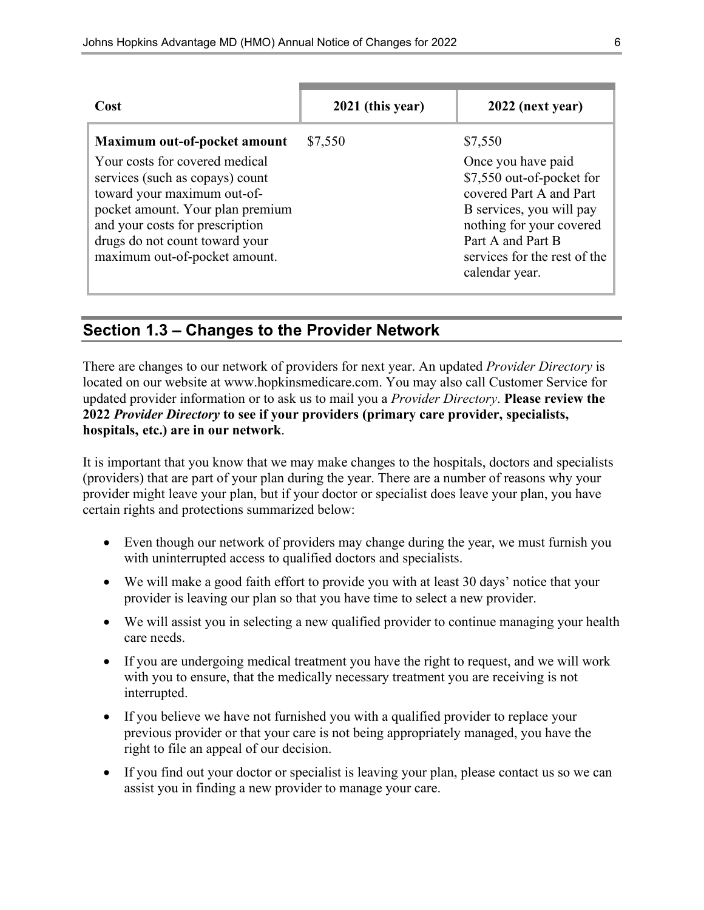| Cost | 2021 (this year) | 2022 (next year) |
| --- | --- | --- |
| **Maximum out-of-pocket amount**<br>Your costs for covered medical services (such as copays) count toward your maximum out-of-pocket amount. Your plan premium and your costs for prescription drugs do not count toward your maximum out-of-pocket amount. | $7,550 | $7,550<br>Once you have paid $7,550 out-of-pocket for covered Part A and Part B services, you will pay nothing for your covered Part A and Part B services for the rest of the calendar year. |

## Section 1.3 – Changes to the Provider Network

There are changes to our network of providers for next year. An updated *Provider Directory* is located on our website at www.hopkinsmedicare.com. You may also call Customer Service for updated provider information or to ask us to mail you a *Provider Directory*. **Please review the 2022 *Provider Directory* to see if your providers (primary care provider, specialists, hospitals, etc.) are in our network**.

It is important that you know that we may make changes to the hospitals, doctors and specialists (providers) that are part of your plan during the year. There are a number of reasons why your provider might leave your plan, but if your doctor or specialist does leave your plan, you have certain rights and protections summarized below:

- Even though our network of providers may change during the year, we must furnish you with uninterrupted access to qualified doctors and specialists.
- We will make a good faith effort to provide you with at least 30 days' notice that your provider is leaving our plan so that you have time to select a new provider.
- We will assist you in selecting a new qualified provider to continue managing your health care needs.
- If you are undergoing medical treatment you have the right to request, and we will work with you to ensure, that the medically necessary treatment you are receiving is not interrupted.
- If you believe we have not furnished you with a qualified provider to replace your previous provider or that your care is not being appropriately managed, you have the right to file an appeal of our decision.
- If you find out your doctor or specialist is leaving your plan, please contact us so we can assist you in finding a new provider to manage your care.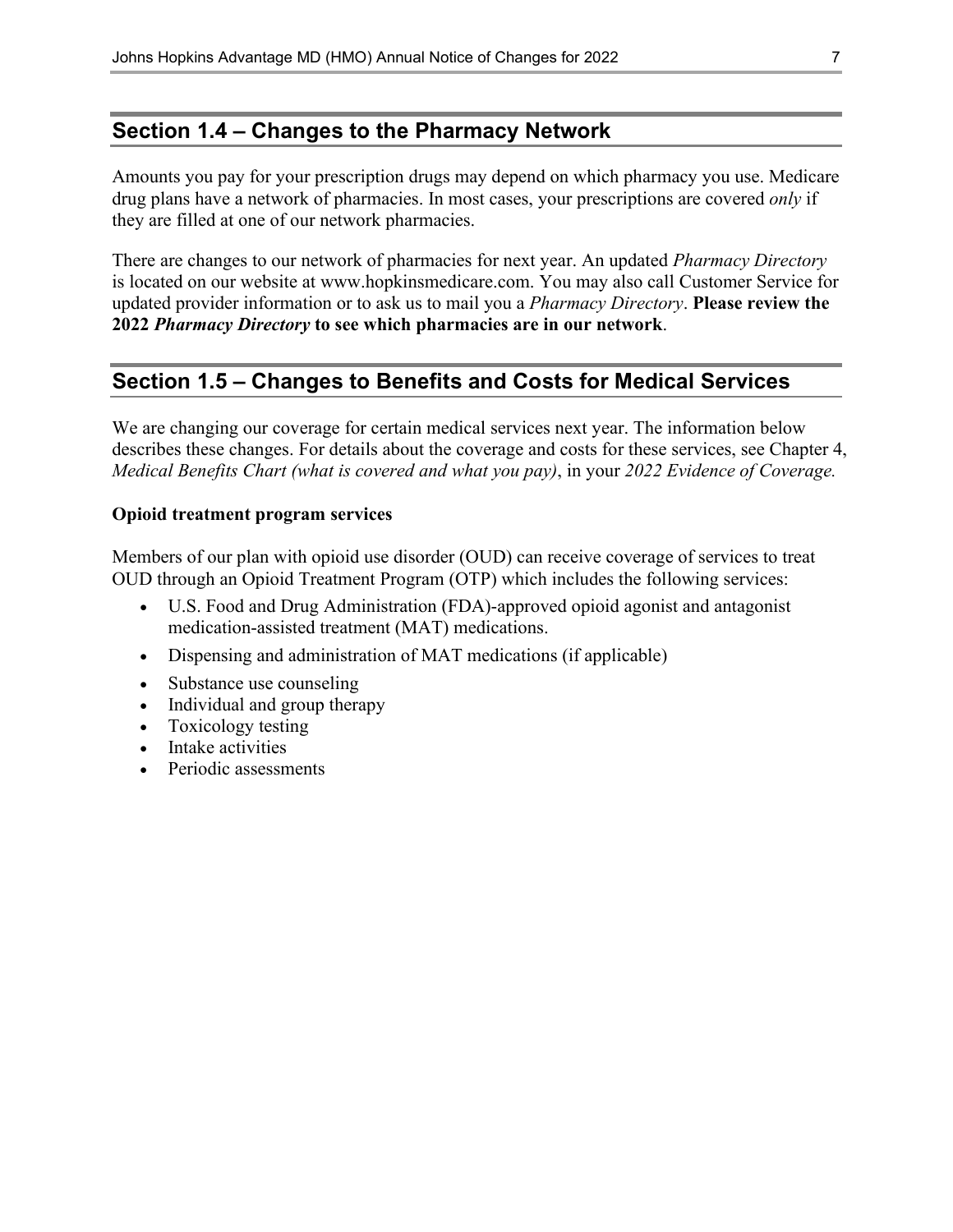## Section 1.4 – Changes to the Pharmacy Network

Amounts you pay for your prescription drugs may depend on which pharmacy you use. Medicare drug plans have a network of pharmacies. In most cases, your prescriptions are covered *only* if they are filled at one of our network pharmacies.

There are changes to our network of pharmacies for next year. An updated *Pharmacy Directory* is located on our website at www.hopkinsmedicare.com. You may also call Customer Service for updated provider information or to ask us to mail you a *Pharmacy Directory*. **Please review the 2022 *Pharmacy Directory* to see which pharmacies are in our network**.

## Section 1.5 – Changes to Benefits and Costs for Medical Services

We are changing our coverage for certain medical services next year. The information below describes these changes. For details about the coverage and costs for these services, see Chapter 4, *Medical Benefits Chart (what is covered and what you pay)*, in your *2022 Evidence of Coverage.*

**Opioid treatment program services**

Members of our plan with opioid use disorder (OUD) can receive coverage of services to treat OUD through an Opioid Treatment Program (OTP) which includes the following services:

- U.S. Food and Drug Administration (FDA)-approved opioid agonist and antagonist medication-assisted treatment (MAT) medications.
- Dispensing and administration of MAT medications (if applicable)
- Substance use counseling
- Individual and group therapy
- Toxicology testing
- Intake activities
- Periodic assessments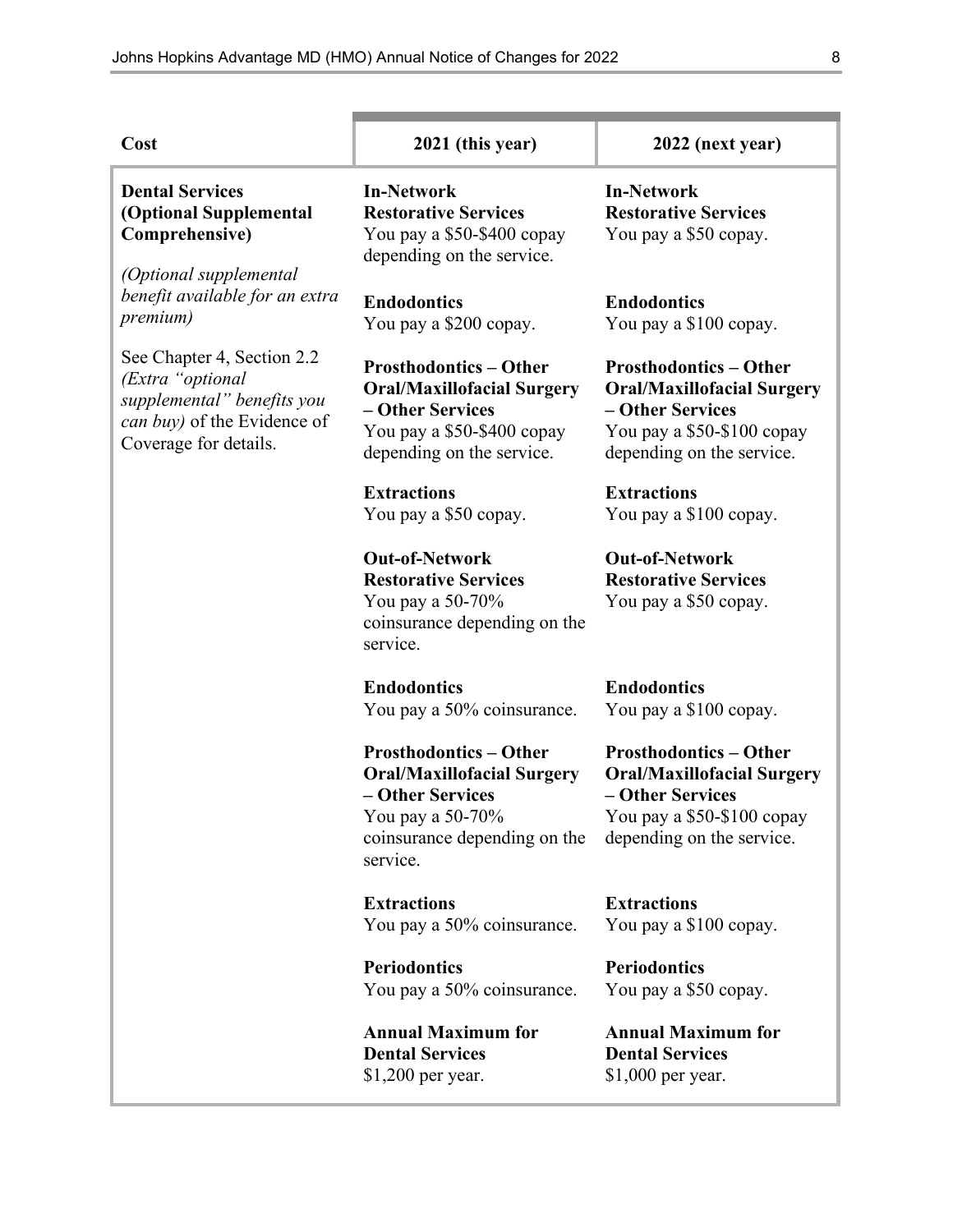| Cost | 2021 (this year) | 2022 (next year) |
|---|---|---|
| **Dental Services (Optional Supplemental Comprehensive)**<br><br>*(Optional supplemental benefit available for an extra premium)*<br><br>See Chapter 4, Section 2.2 *(Extra "optional supplemental" benefits you can buy)* of the Evidence of Coverage for details. | **In-Network**<br>**Restorative Services**<br>You pay a $50-$400 copay depending on the service.<br><br>**Endodontics**<br>You pay a $200 copay.<br><br>**Prosthodontics – Other Oral/Maxillofacial Surgery – Other Services**<br>You pay a $50-$400 copay depending on the service.<br><br>**Extractions**<br>You pay a $50 copay.<br><br>**Out-of-Network**<br>**Restorative Services**<br>You pay a 50-70% coinsurance depending on the service.<br><br>**Endodontics**<br>You pay a 50% coinsurance.<br><br>**Prosthodontics – Other Oral/Maxillofacial Surgery – Other Services**<br>You pay a 50-70% coinsurance depending on the service.<br><br>**Extractions**<br>You pay a 50% coinsurance.<br><br>**Periodontics**<br>You pay a 50% coinsurance.<br><br>**Annual Maximum for Dental Services**<br>$1,200 per year. | **In-Network**<br>**Restorative Services**<br>You pay a $50 copay.<br><br>**Endodontics**<br>You pay a $100 copay.<br><br>**Prosthodontics – Other Oral/Maxillofacial Surgery – Other Services**<br>You pay a $50-$100 copay depending on the service.<br><br>**Extractions**<br>You pay a $100 copay.<br><br>**Out-of-Network**<br>**Restorative Services**<br>You pay a $50 copay.<br><br>**Endodontics**<br>You pay a $100 copay.<br><br>**Prosthodontics – Other Oral/Maxillofacial Surgery – Other Services**<br>You pay a $50-$100 copay depending on the service.<br><br>**Extractions**<br>You pay a $100 copay.<br><br>**Periodontics**<br>You pay a $50 copay.<br><br>**Annual Maximum for Dental Services**<br>$1,000 per year. |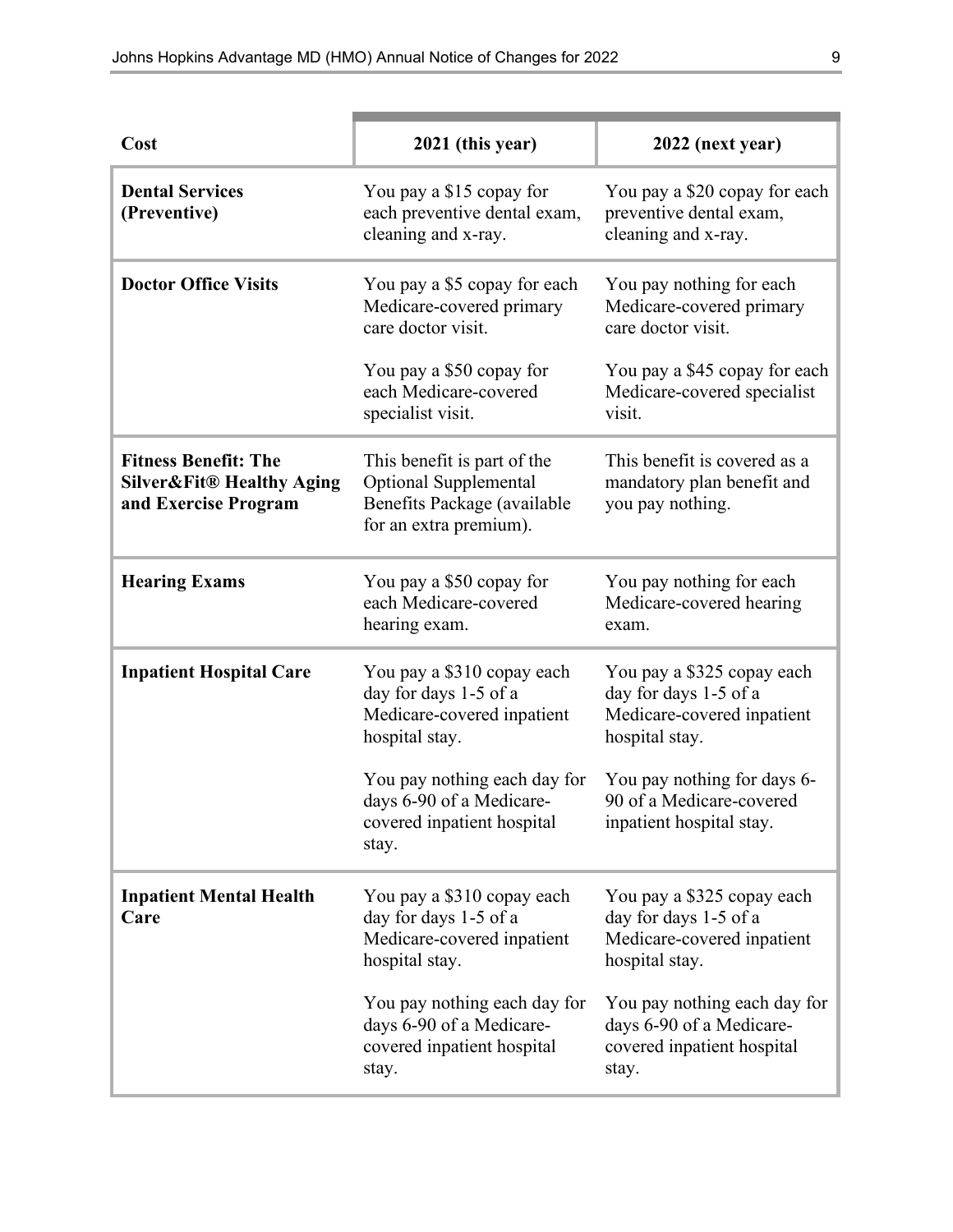| Cost | 2021 (this year) | 2022 (next year) |
|---|---|---|
| **Dental Services (Preventive)** | You pay a $15 copay for each preventive dental exam, cleaning and x-ray. | You pay a $20 copay for each preventive dental exam, cleaning and x-ray. |
| **Doctor Office Visits** | You pay a $5 copay for each Medicare-covered primary care doctor visit.<br><br>You pay a $50 copay for each Medicare-covered specialist visit. | You pay nothing for each Medicare-covered primary care doctor visit.<br><br>You pay a $45 copay for each Medicare-covered specialist visit. |
| **Fitness Benefit: The Silver&Fit® Healthy Aging and Exercise Program** | This benefit is part of the Optional Supplemental Benefits Package (available for an extra premium). | This benefit is covered as a mandatory plan benefit and you pay nothing. |
| **Hearing Exams** | You pay a $50 copay for each Medicare-covered hearing exam. | You pay nothing for each Medicare-covered hearing exam. |
| **Inpatient Hospital Care** | You pay a $310 copay each day for days 1-5 of a Medicare-covered inpatient hospital stay.<br><br>You pay nothing each day for days 6-90 of a Medicare-covered inpatient hospital stay. | You pay a $325 copay each day for days 1-5 of a Medicare-covered inpatient hospital stay.<br><br>You pay nothing for days 6-90 of a Medicare-covered inpatient hospital stay. |
| **Inpatient Mental Health Care** | You pay a $310 copay each day for days 1-5 of a Medicare-covered inpatient hospital stay.<br><br>You pay nothing each day for days 6-90 of a Medicare-covered inpatient hospital stay. | You pay a $325 copay each day for days 1-5 of a Medicare-covered inpatient hospital stay.<br><br>You pay nothing each day for days 6-90 of a Medicare-covered inpatient hospital stay. |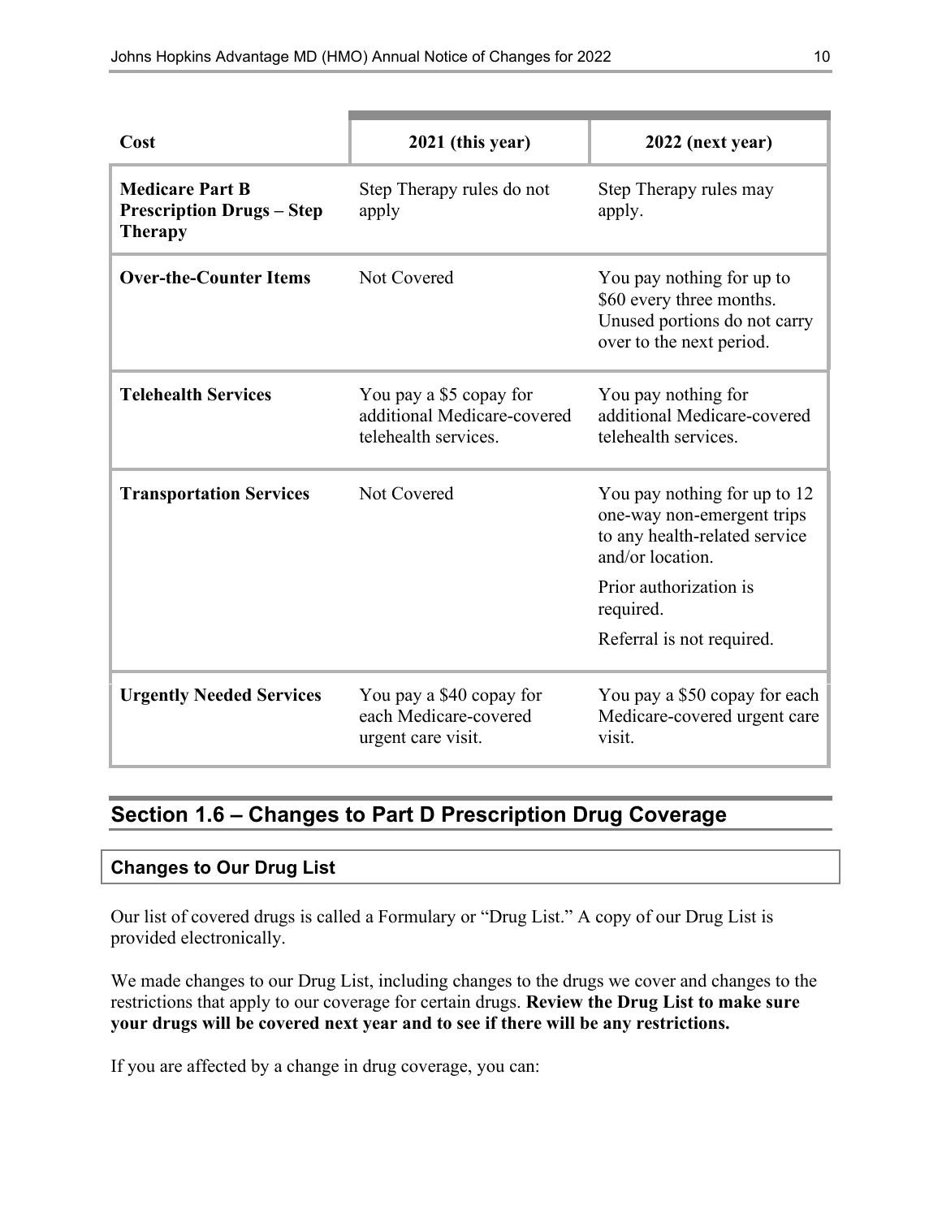| Cost | 2021 (this year) | 2022 (next year) |
|---|---|---|
| **Medicare Part B Prescription Drugs – Step Therapy** | Step Therapy rules do not apply | Step Therapy rules may apply. |
| **Over-the-Counter Items** | Not Covered | You pay nothing for up to $60 every three months. Unused portions do not carry over to the next period. |
| **Telehealth Services** | You pay a $5 copay for additional Medicare-covered telehealth services. | You pay nothing for additional Medicare-covered telehealth services. |
| **Transportation Services** | Not Covered | You pay nothing for up to 12 one-way non-emergent trips to any health-related service and/or location.<br><br>Prior authorization is required.<br><br>Referral is not required. |
| **Urgently Needed Services** | You pay a $40 copay for each Medicare-covered urgent care visit. | You pay a $50 copay for each Medicare-covered urgent care visit. |

## Section 1.6 – Changes to Part D Prescription Drug Coverage

### Changes to Our Drug List

Our list of covered drugs is called a Formulary or "Drug List." A copy of our Drug List is provided electronically.

We made changes to our Drug List, including changes to the drugs we cover and changes to the restrictions that apply to our coverage for certain drugs. **Review the Drug List to make sure your drugs will be covered next year and to see if there will be any restrictions.**

If you are affected by a change in drug coverage, you can: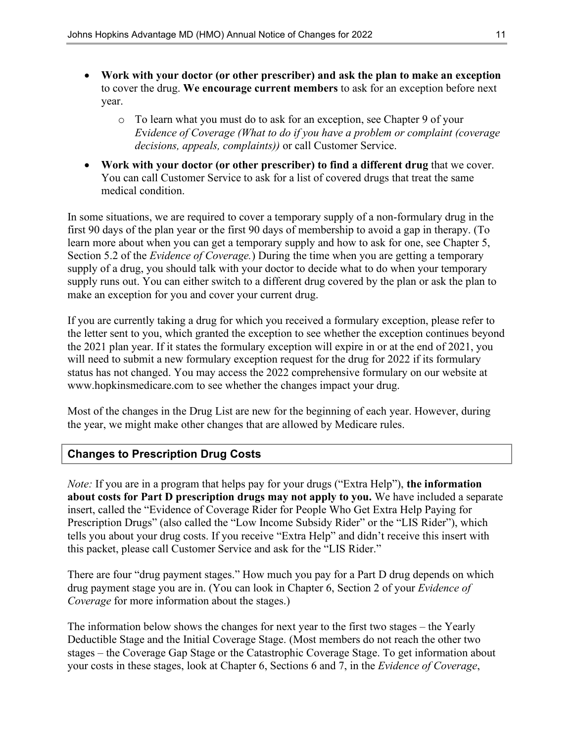- **Work with your doctor (or other prescriber) and ask the plan to make an exception** to cover the drug. **We encourage current members** to ask for an exception before next year.
  - To learn what you must do to ask for an exception, see Chapter 9 of your *Evidence of Coverage (What to do if you have a problem or complaint (coverage decisions, appeals, complaints))* or call Customer Service.
- **Work with your doctor (or other prescriber) to find a different drug** that we cover. You can call Customer Service to ask for a list of covered drugs that treat the same medical condition.

In some situations, we are required to cover a temporary supply of a non-formulary drug in the first 90 days of the plan year or the first 90 days of membership to avoid a gap in therapy. (To learn more about when you can get a temporary supply and how to ask for one, see Chapter 5, Section 5.2 of the *Evidence of Coverage.*) During the time when you are getting a temporary supply of a drug, you should talk with your doctor to decide what to do when your temporary supply runs out. You can either switch to a different drug covered by the plan or ask the plan to make an exception for you and cover your current drug.

If you are currently taking a drug for which you received a formulary exception, please refer to the letter sent to you, which granted the exception to see whether the exception continues beyond the 2021 plan year. If it states the formulary exception will expire in or at the end of 2021, you will need to submit a new formulary exception request for the drug for 2022 if its formulary status has not changed. You may access the 2022 comprehensive formulary on our website at www.hopkinsmedicare.com to see whether the changes impact your drug.

Most of the changes in the Drug List are new for the beginning of each year. However, during the year, we might make other changes that are allowed by Medicare rules.

### Changes to Prescription Drug Costs

*Note:* If you are in a program that helps pay for your drugs ("Extra Help"), **the information about costs for Part D prescription drugs may not apply to you.** We have included a separate insert, called the "Evidence of Coverage Rider for People Who Get Extra Help Paying for Prescription Drugs" (also called the "Low Income Subsidy Rider" or the "LIS Rider"), which tells you about your drug costs. If you receive "Extra Help" and didn't receive this insert with this packet, please call Customer Service and ask for the "LIS Rider."

There are four "drug payment stages." How much you pay for a Part D drug depends on which drug payment stage you are in. (You can look in Chapter 6, Section 2 of your *Evidence of Coverage* for more information about the stages.)

The information below shows the changes for next year to the first two stages – the Yearly Deductible Stage and the Initial Coverage Stage. (Most members do not reach the other two stages – the Coverage Gap Stage or the Catastrophic Coverage Stage. To get information about your costs in these stages, look at Chapter 6, Sections 6 and 7, in the *Evidence of Coverage*,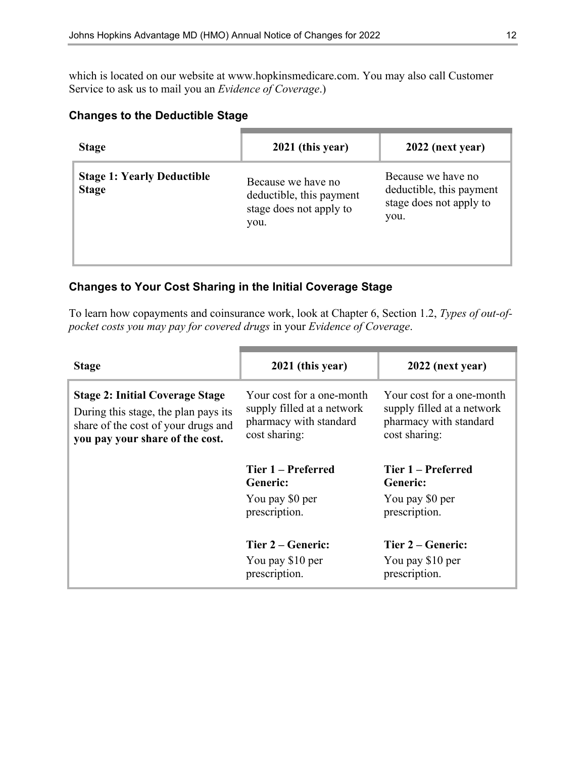which is located on our website at www.hopkinsmedicare.com. You may also call Customer Service to ask us to mail you an *Evidence of Coverage*.)

### Changes to the Deductible Stage

| Stage | 2021 (this year) | 2022 (next year) |
|---|---|---|
| **Stage 1: Yearly Deductible Stage** | Because we have no deductible, this payment stage does not apply to you. | Because we have no deductible, this payment stage does not apply to you. |

### Changes to Your Cost Sharing in the Initial Coverage Stage

To learn how copayments and coinsurance work, look at Chapter 6, Section 1.2, *Types of out-of-pocket costs you may pay for covered drugs* in your *Evidence of Coverage*.

| Stage | 2021 (this year) | 2022 (next year) |
|---|---|---|
| **Stage 2: Initial Coverage Stage**<br>During this stage, the plan pays its share of the cost of your drugs and **you pay your share of the cost.** | Your cost for a one-month supply filled at a network pharmacy with standard cost sharing: | Your cost for a one-month supply filled at a network pharmacy with standard cost sharing: |
| | **Tier 1 – Preferred Generic:**<br>You pay $0 per prescription. | **Tier 1 – Preferred Generic:**<br>You pay $0 per prescription. |
| | **Tier 2 – Generic:**<br>You pay $10 per prescription. | **Tier 2 – Generic:**<br>You pay $10 per prescription. |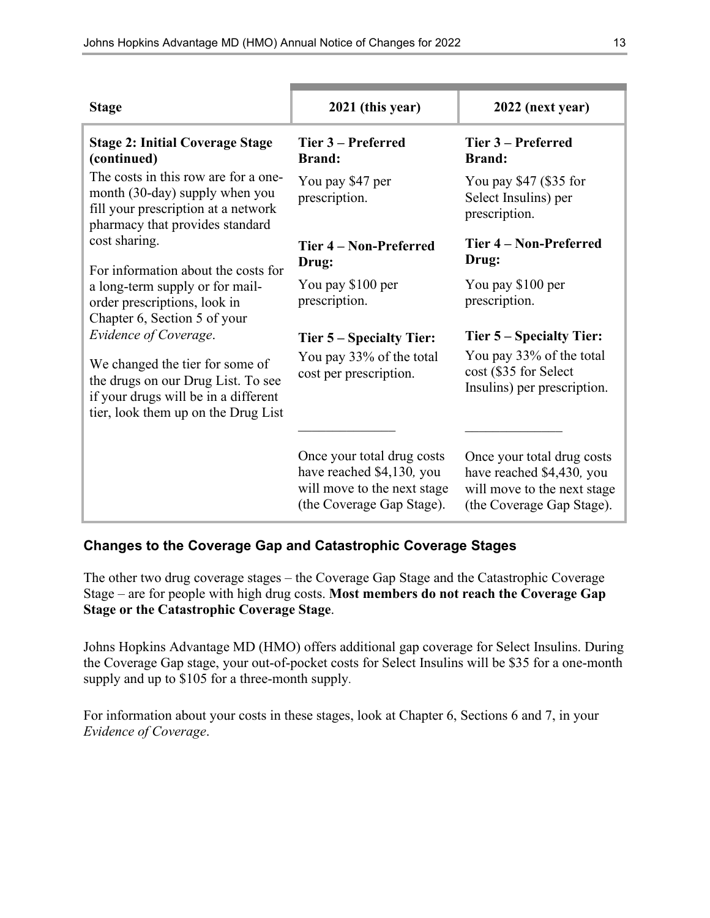| Stage | 2021 (this year) | 2022 (next year) |
|---|---|---|
| **Stage 2: Initial Coverage Stage (continued)**<br>The costs in this row are for a one-month (30-day) supply when you fill your prescription at a network pharmacy that provides standard cost sharing.<br>For information about the costs for a long-term supply or for mail-order prescriptions, look in Chapter 6, Section 5 of your *Evidence of Coverage*.<br>We changed the tier for some of the drugs on our Drug List. To see if your drugs will be in a different tier, look them up on the Drug List | **Tier 3 – Preferred Brand:**<br>You pay $47 per prescription.<br>**Tier 4 – Non-Preferred Drug:**<br>You pay $100 per prescription.<br>**Tier 5 – Specialty Tier:**<br>You pay 33% of the total cost per prescription.<br>______________<br>Once your total drug costs have reached $4,130, you will move to the next stage (the Coverage Gap Stage). | **Tier 3 – Preferred Brand:**<br>You pay $47 ($35 for Select Insulins) per prescription.<br>**Tier 4 – Non-Preferred Drug:**<br>You pay $100 per prescription.<br>**Tier 5 – Specialty Tier:**<br>You pay 33% of the total cost ($35 for Select Insulins) per prescription.<br>______________<br>Once your total drug costs have reached $4,430, you will move to the next stage (the Coverage Gap Stage). |

### Changes to the Coverage Gap and Catastrophic Coverage Stages

The other two drug coverage stages – the Coverage Gap Stage and the Catastrophic Coverage Stage – are for people with high drug costs. **Most members do not reach the Coverage Gap Stage or the Catastrophic Coverage Stage**.

Johns Hopkins Advantage MD (HMO) offers additional gap coverage for Select Insulins. During the Coverage Gap stage, your out-of-pocket costs for Select Insulins will be $35 for a one-month supply and up to $105 for a three-month supply.

For information about your costs in these stages, look at Chapter 6, Sections 6 and 7, in your *Evidence of Coverage*.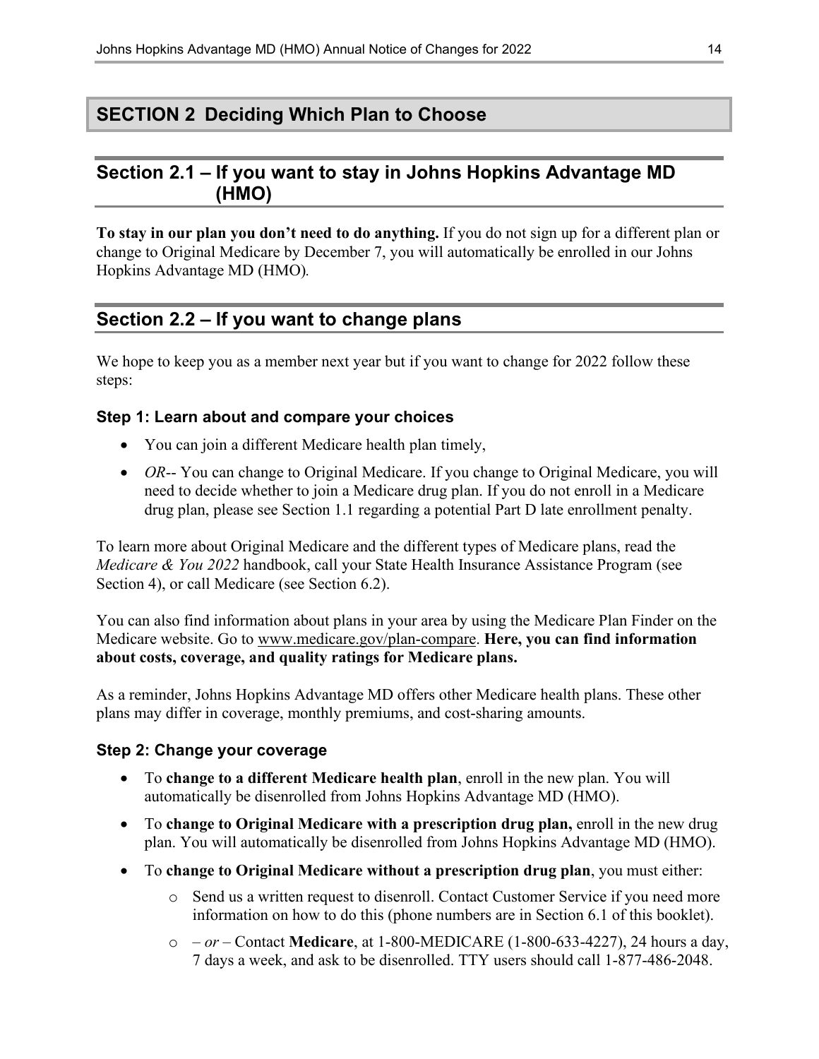## SECTION 2 Deciding Which Plan to Choose

### Section 2.1 – If you want to stay in Johns Hopkins Advantage MD (HMO)

**To stay in our plan you don't need to do anything.** If you do not sign up for a different plan or change to Original Medicare by December 7, you will automatically be enrolled in our Johns Hopkins Advantage MD (HMO).

### Section 2.2 – If you want to change plans

We hope to keep you as a member next year but if you want to change for 2022 follow these steps:

#### Step 1: Learn about and compare your choices

- You can join a different Medicare health plan timely,
- *OR*-- You can change to Original Medicare. If you change to Original Medicare, you will need to decide whether to join a Medicare drug plan. If you do not enroll in a Medicare drug plan, please see Section 1.1 regarding a potential Part D late enrollment penalty.

To learn more about Original Medicare and the different types of Medicare plans, read the *Medicare & You 2022* handbook, call your State Health Insurance Assistance Program (see Section 4), or call Medicare (see Section 6.2).

You can also find information about plans in your area by using the Medicare Plan Finder on the Medicare website. Go to www.medicare.gov/plan-compare. **Here, you can find information about costs, coverage, and quality ratings for Medicare plans.**

As a reminder, Johns Hopkins Advantage MD offers other Medicare health plans. These other plans may differ in coverage, monthly premiums, and cost-sharing amounts.

#### Step 2: Change your coverage

- To **change to a different Medicare health plan**, enroll in the new plan. You will automatically be disenrolled from Johns Hopkins Advantage MD (HMO).
- To **change to Original Medicare with a prescription drug plan,** enroll in the new drug plan. You will automatically be disenrolled from Johns Hopkins Advantage MD (HMO).
- To **change to Original Medicare without a prescription drug plan**, you must either:
  - Send us a written request to disenroll. Contact Customer Service if you need more information on how to do this (phone numbers are in Section 6.1 of this booklet).
  - *– or* – Contact **Medicare**, at 1-800-MEDICARE (1-800-633-4227), 24 hours a day, 7 days a week, and ask to be disenrolled. TTY users should call 1-877-486-2048.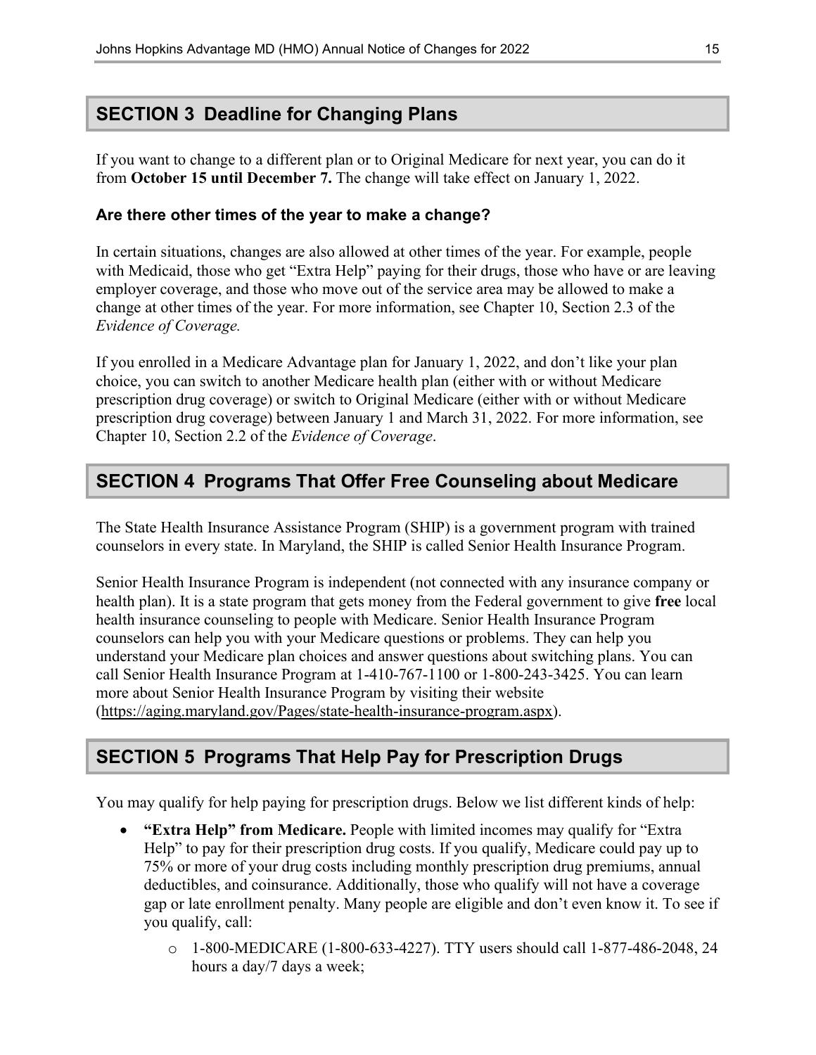## SECTION 3 Deadline for Changing Plans

If you want to change to a different plan or to Original Medicare for next year, you can do it from **October 15 until December 7.** The change will take effect on January 1, 2022.

### Are there other times of the year to make a change?

In certain situations, changes are also allowed at other times of the year. For example, people with Medicaid, those who get "Extra Help" paying for their drugs, those who have or are leaving employer coverage, and those who move out of the service area may be allowed to make a change at other times of the year. For more information, see Chapter 10, Section 2.3 of the *Evidence of Coverage.*

If you enrolled in a Medicare Advantage plan for January 1, 2022, and don't like your plan choice, you can switch to another Medicare health plan (either with or without Medicare prescription drug coverage) or switch to Original Medicare (either with or without Medicare prescription drug coverage) between January 1 and March 31, 2022. For more information, see Chapter 10, Section 2.2 of the *Evidence of Coverage*.

## SECTION 4 Programs That Offer Free Counseling about Medicare

The State Health Insurance Assistance Program (SHIP) is a government program with trained counselors in every state. In Maryland, the SHIP is called Senior Health Insurance Program.

Senior Health Insurance Program is independent (not connected with any insurance company or health plan). It is a state program that gets money from the Federal government to give **free** local health insurance counseling to people with Medicare. Senior Health Insurance Program counselors can help you with your Medicare questions or problems. They can help you understand your Medicare plan choices and answer questions about switching plans. You can call Senior Health Insurance Program at 1-410-767-1100 or 1-800-243-3425. You can learn more about Senior Health Insurance Program by visiting their website (https://aging.maryland.gov/Pages/state-health-insurance-program.aspx).

## SECTION 5 Programs That Help Pay for Prescription Drugs

You may qualify for help paying for prescription drugs. Below we list different kinds of help:

- **"Extra Help" from Medicare.** People with limited incomes may qualify for "Extra Help" to pay for their prescription drug costs. If you qualify, Medicare could pay up to 75% or more of your drug costs including monthly prescription drug premiums, annual deductibles, and coinsurance. Additionally, those who qualify will not have a coverage gap or late enrollment penalty. Many people are eligible and don't even know it. To see if you qualify, call:
  - 1-800-MEDICARE (1-800-633-4227). TTY users should call 1-877-486-2048, 24 hours a day/7 days a week;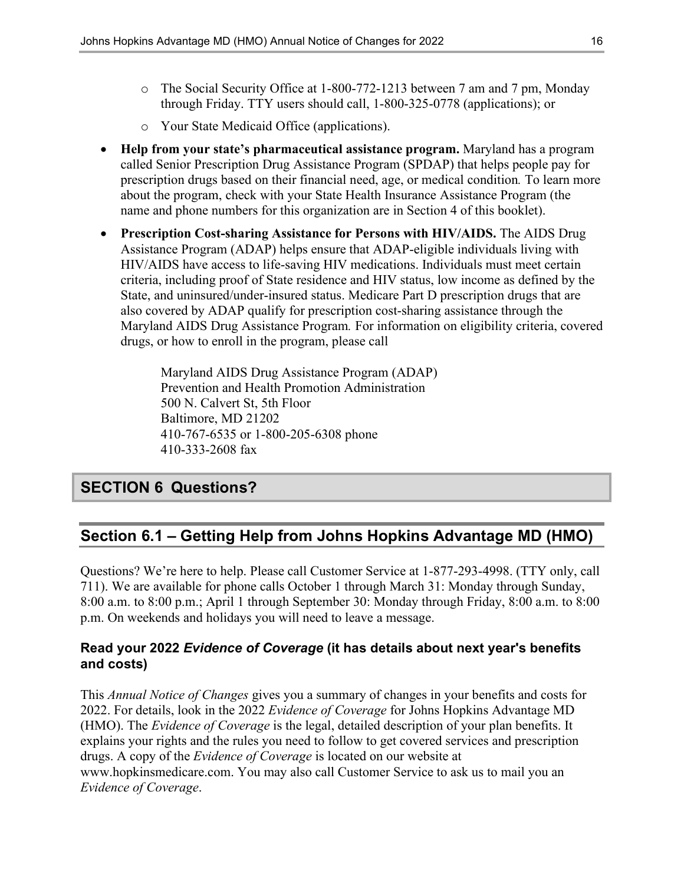- The Social Security Office at 1-800-772-1213 between 7 am and 7 pm, Monday through Friday. TTY users should call, 1-800-325-0778 (applications); or
- Your State Medicaid Office (applications).

- **Help from your state's pharmaceutical assistance program.** Maryland has a program called Senior Prescription Drug Assistance Program (SPDAP) that helps people pay for prescription drugs based on their financial need, age, or medical condition*.* To learn more about the program, check with your State Health Insurance Assistance Program (the name and phone numbers for this organization are in Section 4 of this booklet).
- **Prescription Cost-sharing Assistance for Persons with HIV/AIDS.** The AIDS Drug Assistance Program (ADAP) helps ensure that ADAP-eligible individuals living with HIV/AIDS have access to life-saving HIV medications. Individuals must meet certain criteria, including proof of State residence and HIV status, low income as defined by the State, and uninsured/under-insured status. Medicare Part D prescription drugs that are also covered by ADAP qualify for prescription cost-sharing assistance through the Maryland AIDS Drug Assistance Program*.* For information on eligibility criteria, covered drugs, or how to enroll in the program, please call

  Maryland AIDS Drug Assistance Program (ADAP)
  Prevention and Health Promotion Administration
  500 N. Calvert St, 5th Floor
  Baltimore, MD 21202
  410-767-6535 or 1-800-205-6308 phone
  410-333-2608 fax

# SECTION 6 Questions?

## Section 6.1 – Getting Help from Johns Hopkins Advantage MD (HMO)

Questions? We're here to help. Please call Customer Service at 1-877-293-4998. (TTY only, call 711). We are available for phone calls October 1 through March 31: Monday through Sunday, 8:00 a.m. to 8:00 p.m.; April 1 through September 30: Monday through Friday, 8:00 a.m. to 8:00 p.m. On weekends and holidays you will need to leave a message.

### Read your 2022 *Evidence of Coverage* (it has details about next year's benefits and costs)

This *Annual Notice of Changes* gives you a summary of changes in your benefits and costs for 2022. For details, look in the 2022 *Evidence of Coverage* for Johns Hopkins Advantage MD (HMO). The *Evidence of Coverage* is the legal, detailed description of your plan benefits. It explains your rights and the rules you need to follow to get covered services and prescription drugs. A copy of the *Evidence of Coverage* is located on our website at www.hopkinsmedicare.com. You may also call Customer Service to ask us to mail you an *Evidence of Coverage*.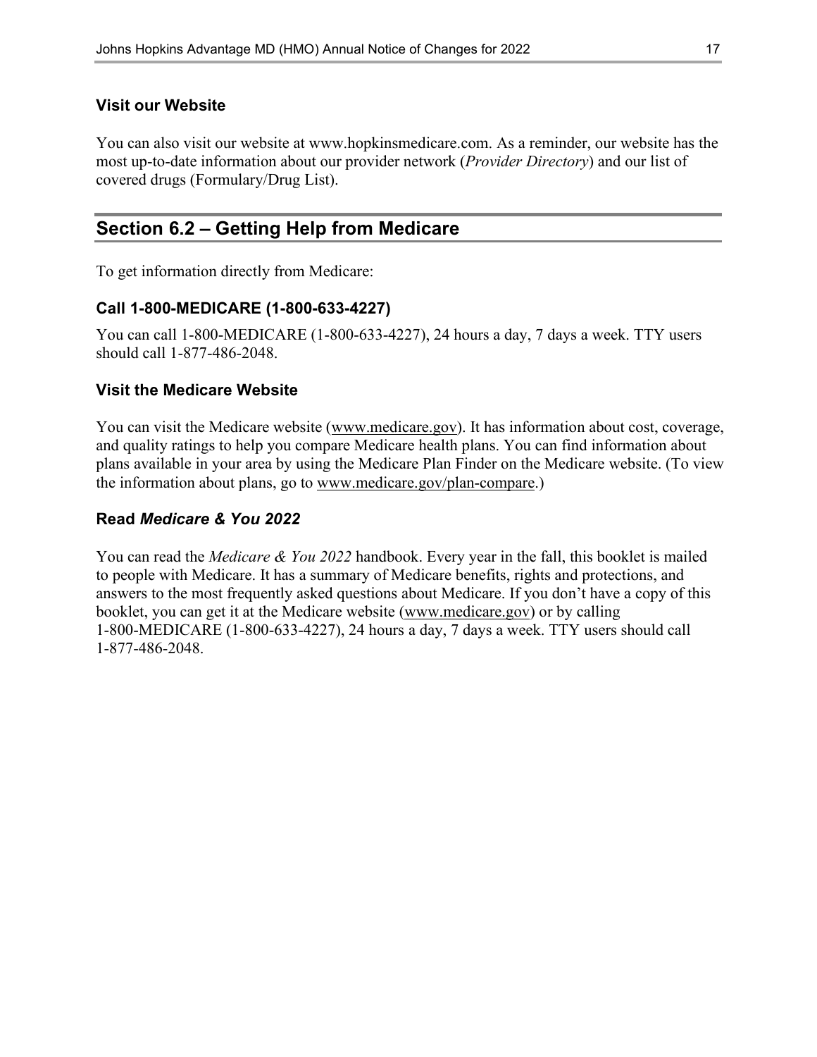### Visit our Website

You can also visit our website at www.hopkinsmedicare.com. As a reminder, our website has the most up-to-date information about our provider network (*Provider Directory*) and our list of covered drugs (Formulary/Drug List).

## Section 6.2 – Getting Help from Medicare

To get information directly from Medicare:

### Call 1-800-MEDICARE (1-800-633-4227)

You can call 1-800-MEDICARE (1-800-633-4227), 24 hours a day, 7 days a week. TTY users should call 1-877-486-2048.

### Visit the Medicare Website

You can visit the Medicare website (www.medicare.gov). It has information about cost, coverage, and quality ratings to help you compare Medicare health plans. You can find information about plans available in your area by using the Medicare Plan Finder on the Medicare website. (To view the information about plans, go to www.medicare.gov/plan-compare.)

### Read *Medicare & You 2022*

You can read the *Medicare & You 2022* handbook. Every year in the fall, this booklet is mailed to people with Medicare. It has a summary of Medicare benefits, rights and protections, and answers to the most frequently asked questions about Medicare. If you don't have a copy of this booklet, you can get it at the Medicare website (www.medicare.gov) or by calling 1-800-MEDICARE (1-800-633-4227), 24 hours a day, 7 days a week. TTY users should call 1-877-486-2048.